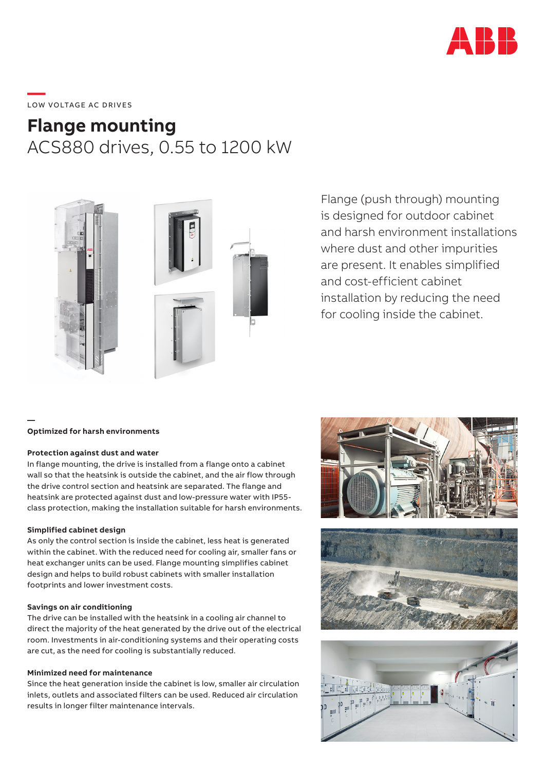LOW VOLTAGE AC DRIVES

# Flange mounting

## ACS880 drives, 0.55 to 1200 kW

Flange (push through) mounting is designed for outdoor cabinet and harsh environment installations where dust and other impurities are present. It enables simplified and cost-efficient cabinet installation by reducing the need for cooling inside the cabinet.

### Optimized for harsh environments

**Protection against dust and water**

In flange mounting, the drive is installed from a flange onto a cabinet wall so that the heatsink is outside the cabinet, and the air flow through the drive control section and heatsink are separated. The flange and heatsink are protected against dust and low-pressure water with IP55-class protection, making the installation suitable for harsh environments.

**Simplified cabinet design**

As only the control section is inside the cabinet, less heat is generated within the cabinet. With the reduced need for cooling air, smaller fans or heat exchanger units can be used. Flange mounting simplifies cabinet design and helps to build robust cabinets with smaller installation footprints and lower investment costs.

**Savings on air conditioning**

The drive can be installed with the heatsink in a cooling air channel to direct the majority of the heat generated by the drive out of the electrical room. Investments in air-conditioning systems and their operating costs are cut, as the need for cooling is substantially reduced.

**Minimized need for maintenance**

Since the heat generation inside the cabinet is low, smaller air circulation inlets, outlets and associated filters can be used. Reduced air circulation results in longer filter maintenance intervals.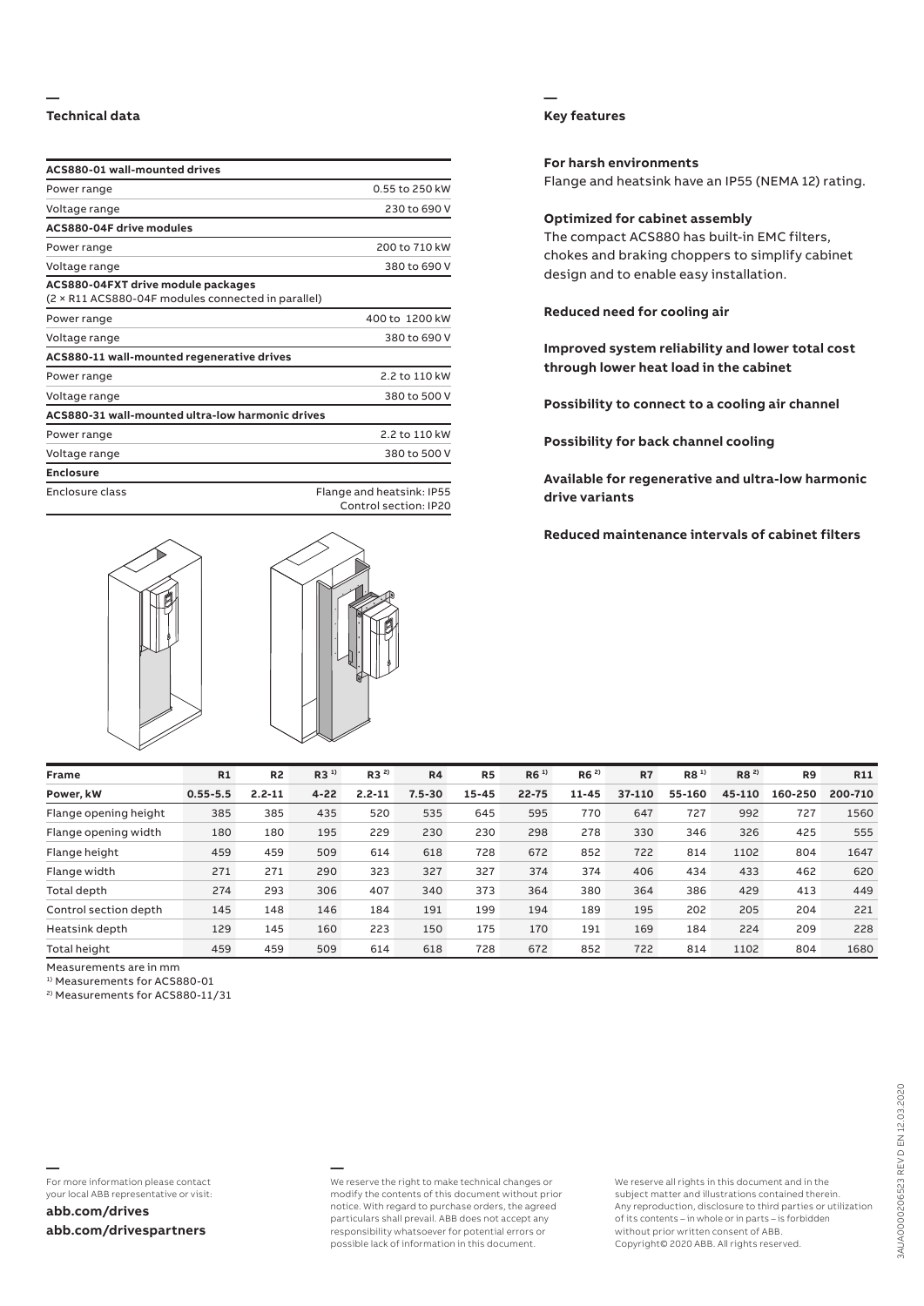## Technical data

| ACS880-01 wall-mounted drives | |
|---|---|
| Power range | 0.55 to 250 kW |
| Voltage range | 230 to 690 V |
| **ACS880-04F drive modules** | |
| Power range | 200 to 710 kW |
| Voltage range | 380 to 690 V |
| **ACS880-04FXT drive module packages** (2 × R11 ACS880-04F modules connected in parallel) | |
| Power range | 400 to 1200 kW |
| Voltage range | 380 to 690 V |
| **ACS880-11 wall-mounted regenerative drives** | |
| Power range | 2.2 to 110 kW |
| Voltage range | 380 to 500 V |
| **ACS880-31 wall-mounted ultra-low harmonic drives** | |
| Power range | 2.2 to 110 kW |
| Voltage range | 380 to 500 V |
| **Enclosure** | |
| Enclosure class | Flange and heatsink: IP55<br>Control section: IP20 |

## Key features

**For harsh environments**
Flange and heatsink have an IP55 (NEMA 12) rating.

**Optimized for cabinet assembly**
The compact ACS880 has built-in EMC filters, chokes and braking choppers to simplify cabinet design and to enable easy installation.

**Reduced need for cooling air**

**Improved system reliability and lower total cost through lower heat load in the cabinet**

**Possibility to connect to a cooling air channel**

**Possibility for back channel cooling**

**Available for regenerative and ultra-low harmonic drive variants**

**Reduced maintenance intervals of cabinet filters**

| Frame | R1 | R2 | R3 [1] | R3 [2] | R4 | R5 | R6 [1] | R6 [2] | R7 | R8 [1] | R8 [2] | R9 | R11 |
|---|---|---|---|---|---|---|---|---|---|---|---|---|---|
| **Power, kW** | **0.55-5.5** | **2.2-11** | **4-22** | **2.2-11** | **7.5-30** | **15-45** | **22-75** | **11-45** | **37-110** | **55-160** | **45-110** | **160-250** | **200-710** |
| Flange opening height | 385 | 385 | 435 | 520 | 535 | 645 | 595 | 770 | 647 | 727 | 992 | 727 | 1560 |
| Flange opening width | 180 | 180 | 195 | 229 | 230 | 230 | 298 | 278 | 330 | 346 | 326 | 425 | 555 |
| Flange height | 459 | 459 | 509 | 614 | 618 | 728 | 672 | 852 | 722 | 814 | 1102 | 804 | 1647 |
| Flange width | 271 | 271 | 290 | 323 | 327 | 327 | 374 | 374 | 406 | 434 | 433 | 462 | 620 |
| Total depth | 274 | 293 | 306 | 407 | 340 | 373 | 364 | 380 | 364 | 386 | 429 | 413 | 449 |
| Control section depth | 145 | 148 | 146 | 184 | 191 | 199 | 194 | 189 | 195 | 202 | 205 | 204 | 221 |
| Heatsink depth | 129 | 145 | 160 | 223 | 150 | 175 | 170 | 191 | 169 | 184 | 224 | 209 | 228 |
| Total height | 459 | 459 | 509 | 614 | 618 | 728 | 672 | 852 | 722 | 814 | 1102 | 804 | 1680 |

Measurements are in mm

[1] Measurements for ACS880-01

[2] Measurements for ACS880-11/31

For more information please contact your local ABB representative or visit:

**abb.com/drives**
**abb.com/drivespartners**

We reserve the right to make technical changes or modify the contents of this document without prior notice. With regard to purchase orders, the agreed particulars shall prevail. ABB does not accept any responsibility whatsoever for potential errors or possible lack of information in this document.

We reserve all rights in this document and in the subject matter and illustrations contained therein. Any reproduction, disclosure to third parties or utilization of its contents – in whole or in parts – is forbidden without prior written consent of ABB.
Copyright© 2020 ABB. All rights reserved.

3AUA0000206523 REV D EN 12.03.2020